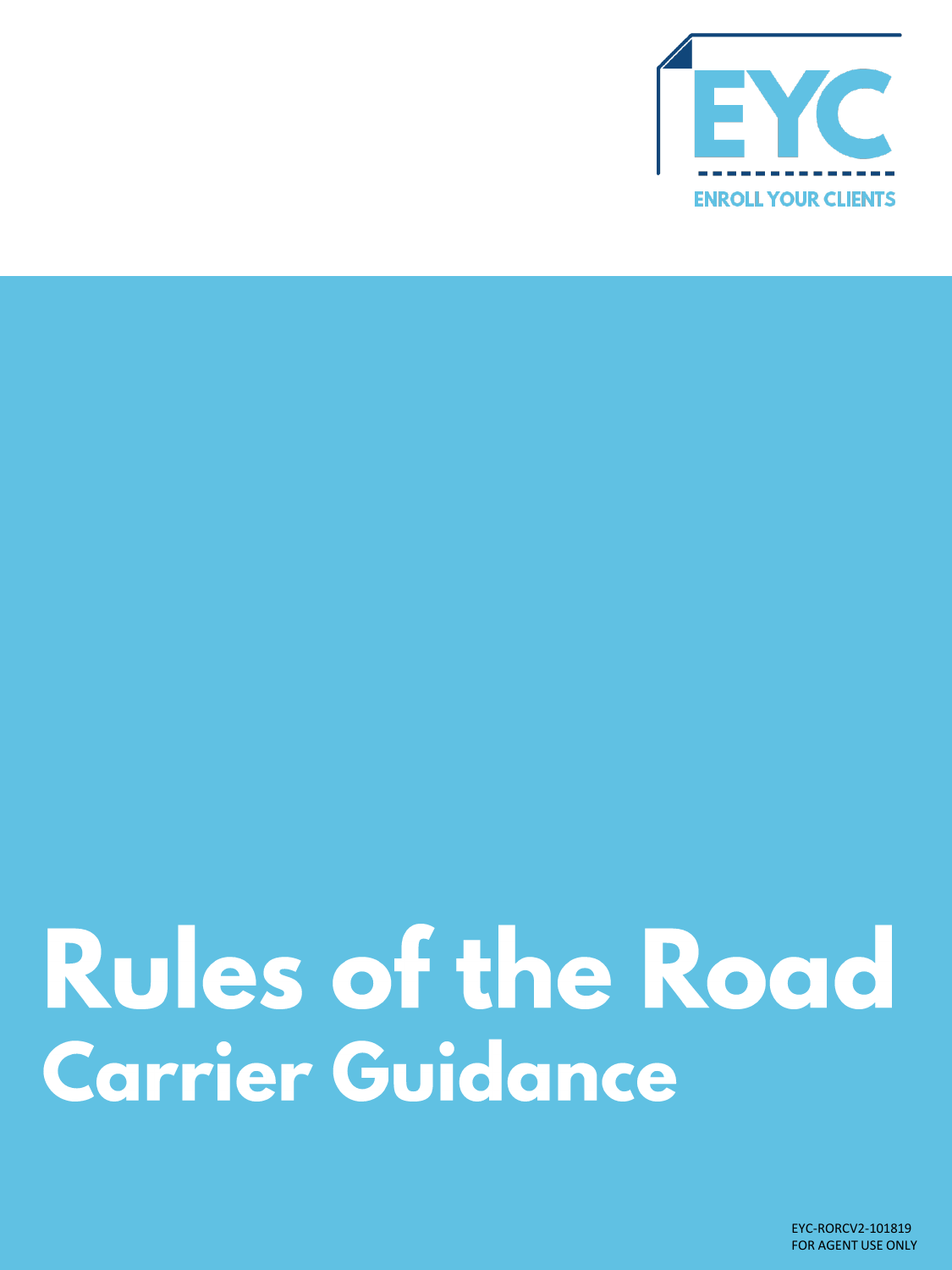EYC

ENROLL YOUR CLIENTS

# Rules of the Road

## Carrier Guidance

EYC-RORCV2-101819
FOR AGENT USE ONLY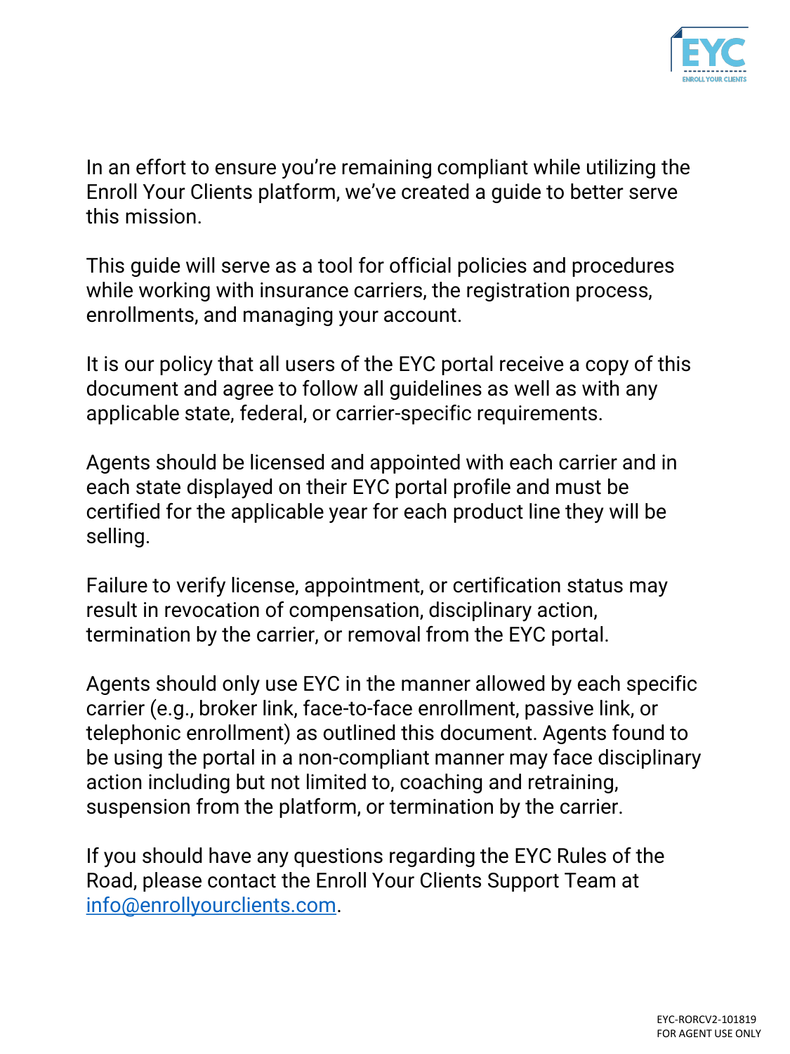In an effort to ensure you're remaining compliant while utilizing the Enroll Your Clients platform, we've created a guide to better serve this mission.

This guide will serve as a tool for official policies and procedures while working with insurance carriers, the registration process, enrollments, and managing your account.

It is our policy that all users of the EYC portal receive a copy of this document and agree to follow all guidelines as well as with any applicable state, federal, or carrier-specific requirements.

Agents should be licensed and appointed with each carrier and in each state displayed on their EYC portal profile and must be certified for the applicable year for each product line they will be selling.

Failure to verify license, appointment, or certification status may result in revocation of compensation, disciplinary action, termination by the carrier, or removal from the EYC portal.

Agents should only use EYC in the manner allowed by each specific carrier (e.g., broker link, face-to-face enrollment, passive link, or telephonic enrollment) as outlined this document. Agents found to be using the portal in a non-compliant manner may face disciplinary action including but not limited to, coaching and retraining, suspension from the platform, or termination by the carrier.

If you should have any questions regarding the EYC Rules of the Road, please contact the Enroll Your Clients Support Team at [info@enrollyourclients.com](mailto:info@enrollyourclients.com).

EYC-RORCV2-101819
FOR AGENT USE ONLY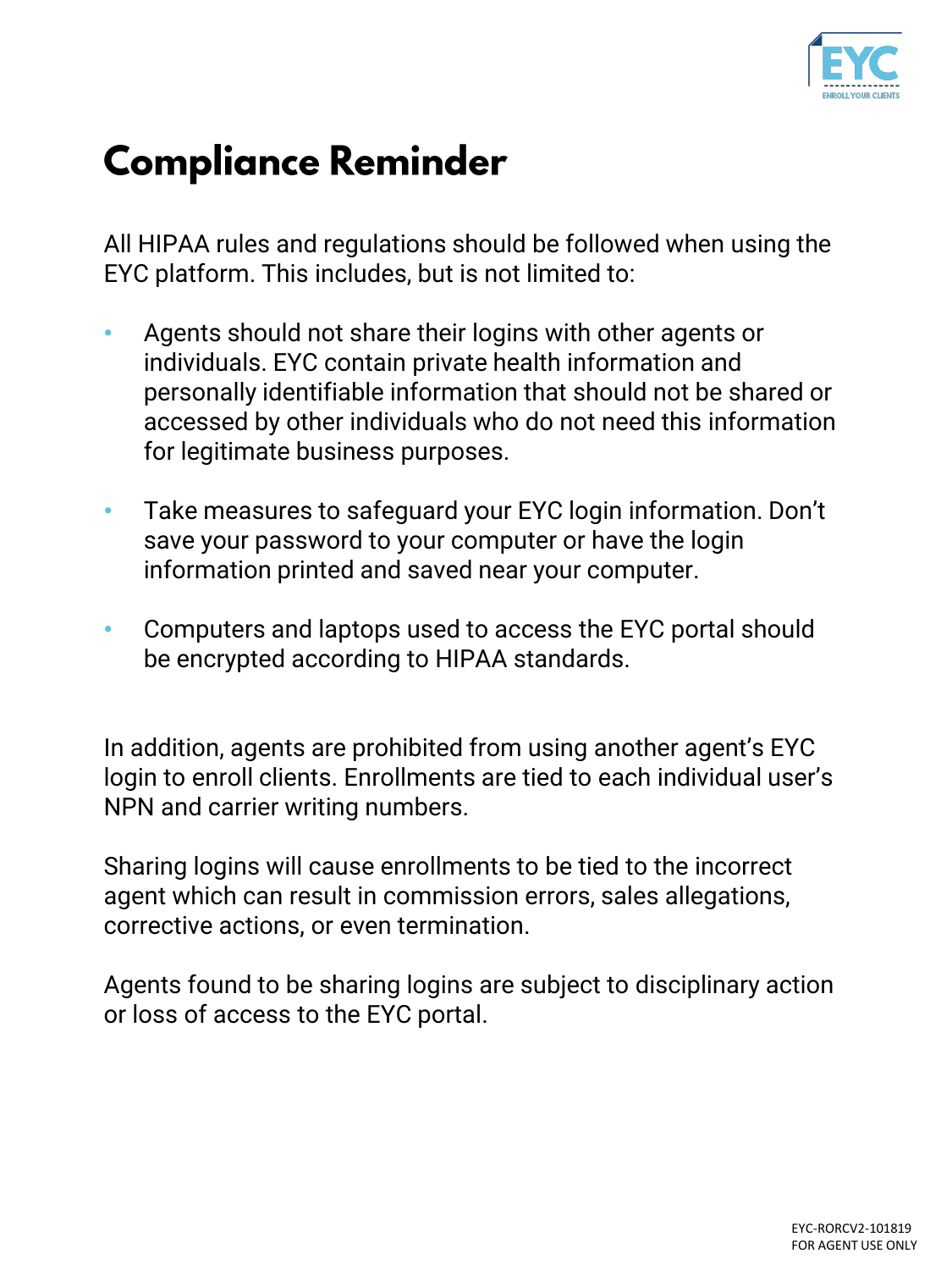# Compliance Reminder

All HIPAA rules and regulations should be followed when using the EYC platform. This includes, but is not limited to:

- Agents should not share their logins with other agents or individuals. EYC contain private health information and personally identifiable information that should not be shared or accessed by other individuals who do not need this information for legitimate business purposes.
- Take measures to safeguard your EYC login information. Don't save your password to your computer or have the login information printed and saved near your computer.
- Computers and laptops used to access the EYC portal should be encrypted according to HIPAA standards.

In addition, agents are prohibited from using another agent's EYC login to enroll clients. Enrollments are tied to each individual user's NPN and carrier writing numbers.

Sharing logins will cause enrollments to be tied to the incorrect agent which can result in commission errors, sales allegations, corrective actions, or even termination.

Agents found to be sharing logins are subject to disciplinary action or loss of access to the EYC portal.

EYC-RORCV2-101819
FOR AGENT USE ONLY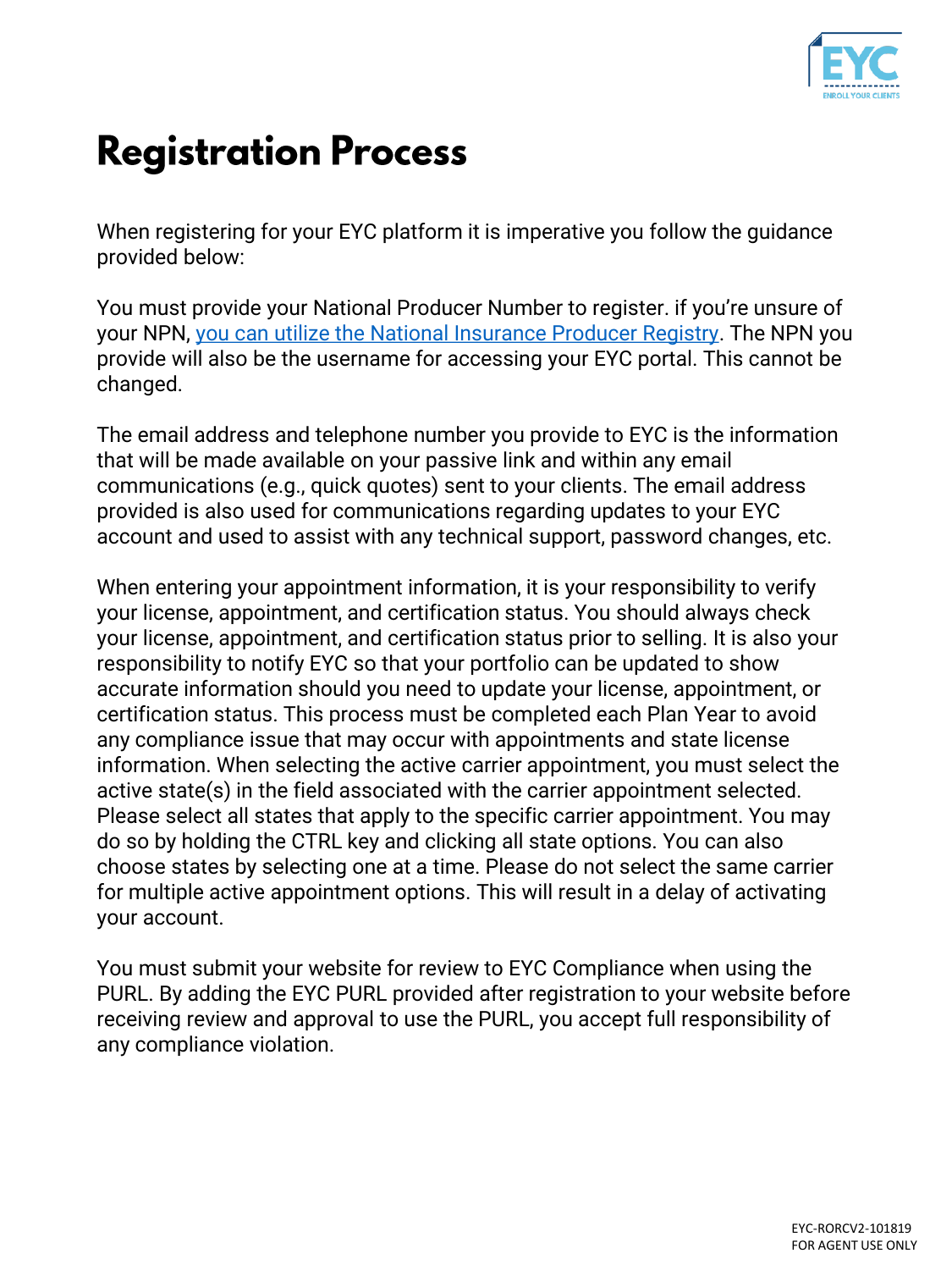# Registration Process

When registering for your EYC platform it is imperative you follow the guidance provided below:

You must provide your National Producer Number to register. if you're unsure of your NPN, [you can utilize the National Insurance Producer Registry](). The NPN you provide will also be the username for accessing your EYC portal. This cannot be changed.

The email address and telephone number you provide to EYC is the information that will be made available on your passive link and within any email communications (e.g., quick quotes) sent to your clients. The email address provided is also used for communications regarding updates to your EYC account and used to assist with any technical support, password changes, etc.

When entering your appointment information, it is your responsibility to verify your license, appointment, and certification status. You should always check your license, appointment, and certification status prior to selling. It is also your responsibility to notify EYC so that your portfolio can be updated to show accurate information should you need to update your license, appointment, or certification status. This process must be completed each Plan Year to avoid any compliance issue that may occur with appointments and state license information. When selecting the active carrier appointment, you must select the active state(s) in the field associated with the carrier appointment selected. Please select all states that apply to the specific carrier appointment. You may do so by holding the CTRL key and clicking all state options. You can also choose states by selecting one at a time. Please do not select the same carrier for multiple active appointment options. This will result in a delay of activating your account.

You must submit your website for review to EYC Compliance when using the PURL. By adding the EYC PURL provided after registration to your website before receiving review and approval to use the PURL, you accept full responsibility of any compliance violation.

EYC-RORCV2-101819
FOR AGENT USE ONLY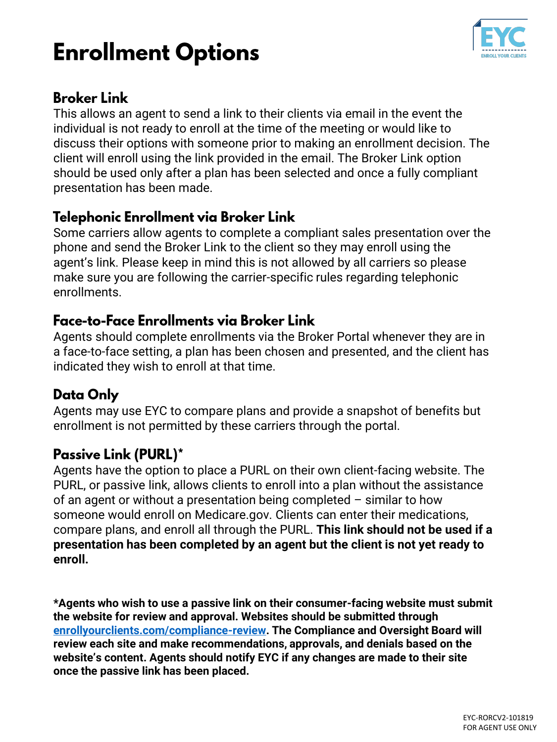# Enrollment Options

## Broker Link

This allows an agent to send a link to their clients via email in the event the individual is not ready to enroll at the time of the meeting or would like to discuss their options with someone prior to making an enrollment decision. The client will enroll using the link provided in the email. The Broker Link option should be used only after a plan has been selected and once a fully compliant presentation has been made.

## Telephonic Enrollment via Broker Link

Some carriers allow agents to complete a compliant sales presentation over the phone and send the Broker Link to the client so they may enroll using the agent's link. Please keep in mind this is not allowed by all carriers so please make sure you are following the carrier-specific rules regarding telephonic enrollments.

## Face-to-Face Enrollments via Broker Link

Agents should complete enrollments via the Broker Portal whenever they are in a face-to-face setting, a plan has been chosen and presented, and the client has indicated they wish to enroll at that time.

## Data Only

Agents may use EYC to compare plans and provide a snapshot of benefits but enrollment is not permitted by these carriers through the portal.

## Passive Link (PURL)*

Agents have the option to place a PURL on their own client-facing website. The PURL, or passive link, allows clients to enroll into a plan without the assistance of an agent or without a presentation being completed – similar to how someone would enroll on Medicare.gov. Clients can enter their medications, compare plans, and enroll all through the PURL. **This link should not be used if a presentation has been completed by an agent but the client is not yet ready to enroll.**

**\*Agents who wish to use a passive link on their consumer-facing website must submit the website for review and approval. Websites should be submitted through [enrollyourclients.com/compliance-review](enrollyourclients.com/compliance-review). The Compliance and Oversight Board will review each site and make recommendations, approvals, and denials based on the website's content. Agents should notify EYC if any changes are made to their site once the passive link has been placed.**

EYC-RORCV2-101819
FOR AGENT USE ONLY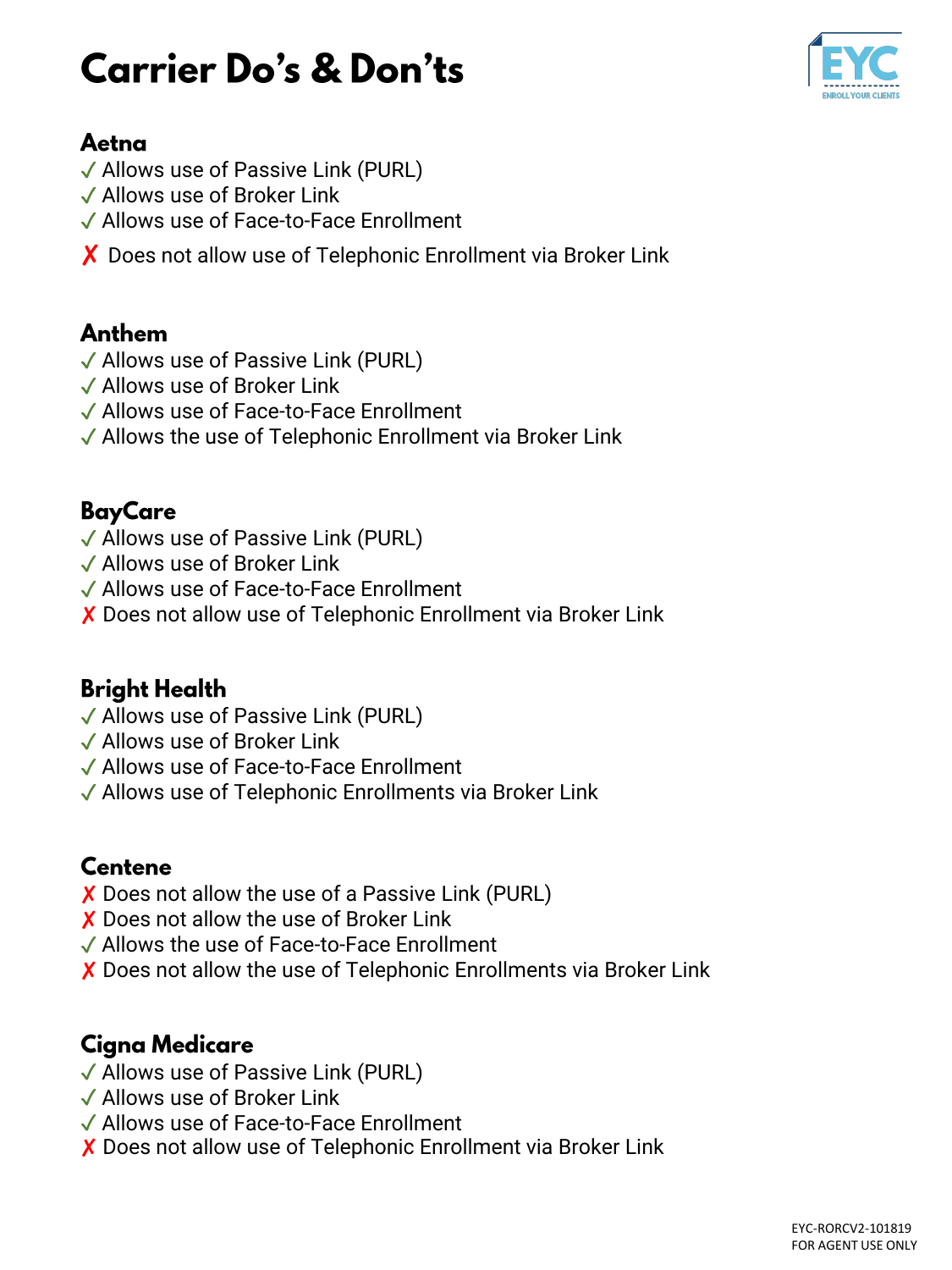# Carrier Do's & Don'ts

## Aetna

✓ Allows use of Passive Link (PURL)
✓ Allows use of Broker Link
✓ Allows use of Face-to-Face Enrollment

✗ Does not allow use of Telephonic Enrollment via Broker Link

## Anthem

✓ Allows use of Passive Link (PURL)
✓ Allows use of Broker Link
✓ Allows use of Face-to-Face Enrollment
✓ Allows the use of Telephonic Enrollment via Broker Link

## BayCare

✓ Allows use of Passive Link (PURL)
✓ Allows use of Broker Link
✓ Allows use of Face-to-Face Enrollment
✗ Does not allow use of Telephonic Enrollment via Broker Link

## Bright Health

✓ Allows use of Passive Link (PURL)
✓ Allows use of Broker Link
✓ Allows use of Face-to-Face Enrollment
✓ Allows use of Telephonic Enrollments via Broker Link

## Centene

✗ Does not allow the use of a Passive Link (PURL)
✗ Does not allow the use of Broker Link
✓ Allows the use of Face-to-Face Enrollment
✗ Does not allow the use of Telephonic Enrollments via Broker Link

## Cigna Medicare

✓ Allows use of Passive Link (PURL)
✓ Allows use of Broker Link
✓ Allows use of Face-to-Face Enrollment
✗ Does not allow use of Telephonic Enrollment via Broker Link

EYC-RORCV2-101819
FOR AGENT USE ONLY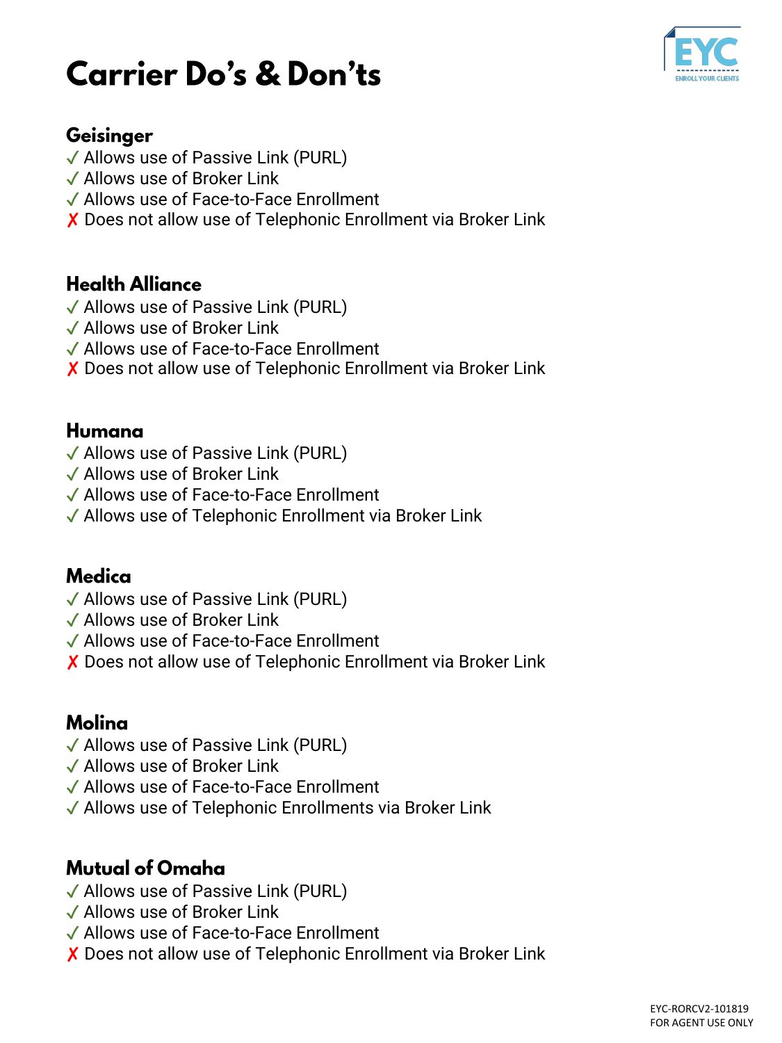# Carrier Do's & Don'ts

## Geisinger

✓ Allows use of Passive Link (PURL)
✓ Allows use of Broker Link
✓ Allows use of Face-to-Face Enrollment
✗ Does not allow use of Telephonic Enrollment via Broker Link

## Health Alliance

✓ Allows use of Passive Link (PURL)
✓ Allows use of Broker Link
✓ Allows use of Face-to-Face Enrollment
✗ Does not allow use of Telephonic Enrollment via Broker Link

## Humana

✓ Allows use of Passive Link (PURL)
✓ Allows use of Broker Link
✓ Allows use of Face-to-Face Enrollment
✓ Allows use of Telephonic Enrollment via Broker Link

## Medica

✓ Allows use of Passive Link (PURL)
✓ Allows use of Broker Link
✓ Allows use of Face-to-Face Enrollment
✗ Does not allow use of Telephonic Enrollment via Broker Link

## Molina

✓ Allows use of Passive Link (PURL)
✓ Allows use of Broker Link
✓ Allows use of Face-to-Face Enrollment
✓ Allows use of Telephonic Enrollments via Broker Link

## Mutual of Omaha

✓ Allows use of Passive Link (PURL)
✓ Allows use of Broker Link
✓ Allows use of Face-to-Face Enrollment
✗ Does not allow use of Telephonic Enrollment via Broker Link

EYC-RORCV2-101819
FOR AGENT USE ONLY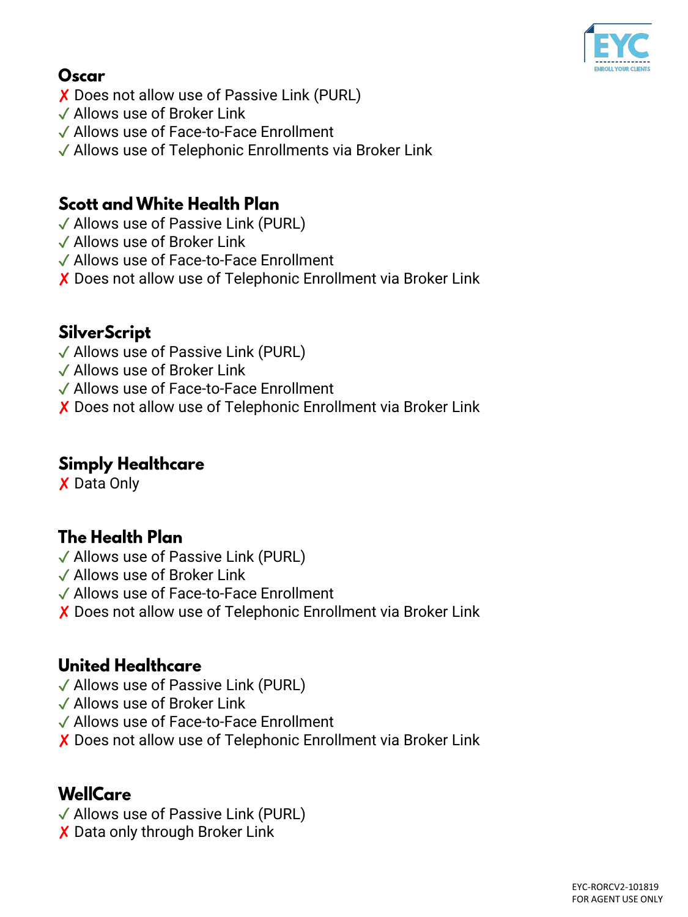## Oscar

✗ Does not allow use of Passive Link (PURL)
✓ Allows use of Broker Link
✓ Allows use of Face-to-Face Enrollment
✓ Allows use of Telephonic Enrollments via Broker Link

## Scott and White Health Plan

✓ Allows use of Passive Link (PURL)
✓ Allows use of Broker Link
✓ Allows use of Face-to-Face Enrollment
✗ Does not allow use of Telephonic Enrollment via Broker Link

## SilverScript

✓ Allows use of Passive Link (PURL)
✓ Allows use of Broker Link
✓ Allows use of Face-to-Face Enrollment
✗ Does not allow use of Telephonic Enrollment via Broker Link

## Simply Healthcare

✗ Data Only

## The Health Plan

✓ Allows use of Passive Link (PURL)
✓ Allows use of Broker Link
✓ Allows use of Face-to-Face Enrollment
✗ Does not allow use of Telephonic Enrollment via Broker Link

## United Healthcare

✓ Allows use of Passive Link (PURL)
✓ Allows use of Broker Link
✓ Allows use of Face-to-Face Enrollment
✗ Does not allow use of Telephonic Enrollment via Broker Link

## WellCare

✓ Allows use of Passive Link (PURL)
✗ Data only through Broker Link

EYC-RORCV2-101819
FOR AGENT USE ONLY